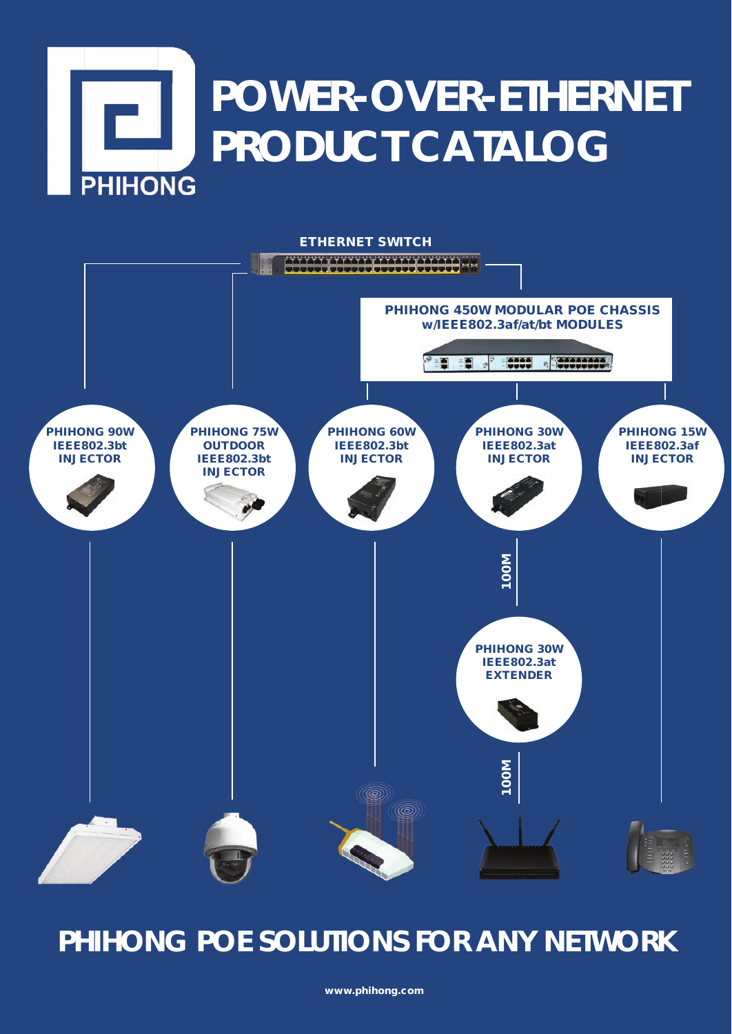PHIHONG

# POWER-OVER-ETHERNET PRODUCT CATALOG

ETHERNET SWITCH

PHIHONG 450W MODULAR POE CHASSIS w/IEEE802.3af/at/bt MODULES

PHIHONG 90W IEEE802.3bt INJECTOR

PHIHONG 75W OUTDOOR IEEE802.3bt INJECTOR

PHIHONG 60W IEEE802.3bt INJECTOR

PHIHONG 30W IEEE802.3at INJECTOR

PHIHONG 15W IEEE802.3af INJECTOR

100M

PHIHONG 30W IEEE802.3at EXTENDER

100M

## PHIHONG POE SOLUTIONS FOR ANY NETWORK

www.phihong.com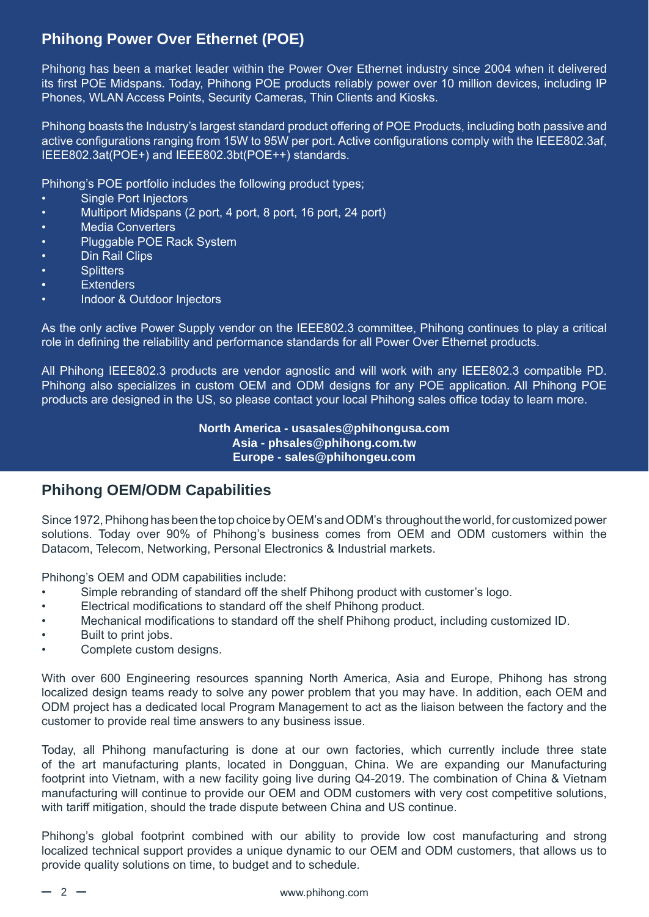## Phihong Power Over Ethernet (POE)

Phihong has been a market leader within the Power Over Ethernet industry since 2004 when it delivered its first POE Midspans. Today, Phihong POE products reliably power over 10 million devices, including IP Phones, WLAN Access Points, Security Cameras, Thin Clients and Kiosks.

Phihong boasts the Industry's largest standard product offering of POE Products, including both passive and active configurations ranging from 15W to 95W per port. Active configurations comply with the IEEE802.3af, IEEE802.3at(POE+) and IEEE802.3bt(POE++) standards.

Phihong's POE portfolio includes the following product types;

- Single Port Injectors
- Multiport Midspans (2 port, 4 port, 8 port, 16 port, 24 port)
- Media Converters
- Pluggable POE Rack System
- Din Rail Clips
- Splitters
- Extenders
- Indoor & Outdoor Injectors

As the only active Power Supply vendor on the IEEE802.3 committee, Phihong continues to play a critical role in defining the reliability and performance standards for all Power Over Ethernet products.

All Phihong IEEE802.3 products are vendor agnostic and will work with any IEEE802.3 compatible PD. Phihong also specializes in custom OEM and ODM designs for any POE application. All Phihong POE products are designed in the US, so please contact your local Phihong sales office today to learn more.

**North America - usasales@phihongusa.com**
**Asia - phsales@phihong.com.tw**
**Europe - sales@phihongeu.com**

## Phihong OEM/ODM Capabilities

Since 1972, Phihong has been the top choice by OEM's and ODM's throughout the world, for customized power solutions. Today over 90% of Phihong's business comes from OEM and ODM customers within the Datacom, Telecom, Networking, Personal Electronics & Industrial markets.

Phihong's OEM and ODM capabilities include:

- Simple rebranding of standard off the shelf Phihong product with customer's logo.
- Electrical modifications to standard off the shelf Phihong product.
- Mechanical modifications to standard off the shelf Phihong product, including customized ID.
- Built to print jobs.
- Complete custom designs.

With over 600 Engineering resources spanning North America, Asia and Europe, Phihong has strong localized design teams ready to solve any power problem that you may have. In addition, each OEM and ODM project has a dedicated local Program Management to act as the liaison between the factory and the customer to provide real time answers to any business issue.

Today, all Phihong manufacturing is done at our own factories, which currently include three state of the art manufacturing plants, located in Dongguan, China. We are expanding our Manufacturing footprint into Vietnam, with a new facility going live during Q4-2019. The combination of China & Vietnam manufacturing will continue to provide our OEM and ODM customers with very cost competitive solutions, with tariff mitigation, should the trade dispute between China and US continue.

Phihong's global footprint combined with our ability to provide low cost manufacturing and strong localized technical support provides a unique dynamic to our OEM and ODM customers, that allows us to provide quality solutions on time, to budget and to schedule.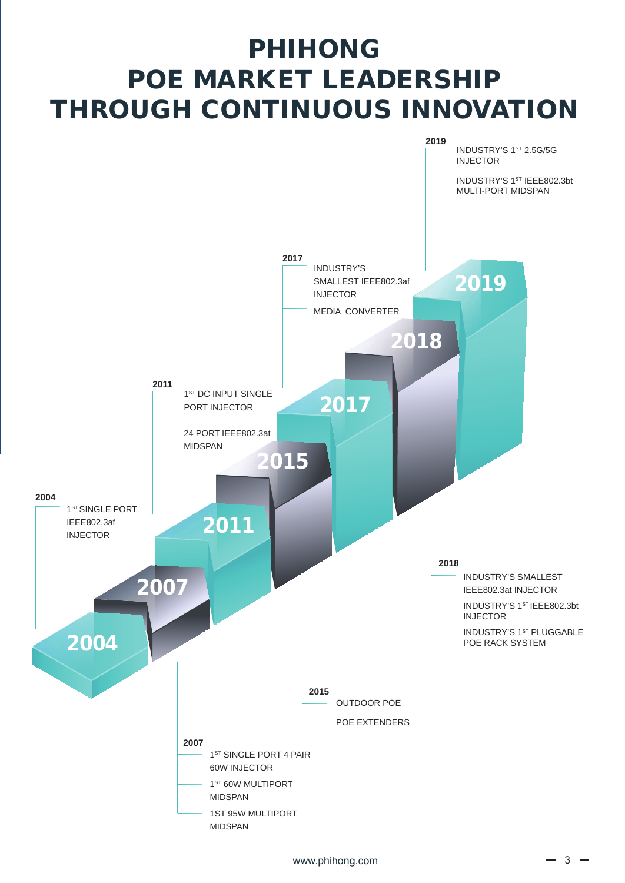# PHIHONG POE MARKET LEADERSHIP THROUGH CONTINUOUS INNOVATION

**2004**
- 1ST SINGLE PORT IEEE802.3af INJECTOR

**2007**
- 1ST SINGLE PORT 4 PAIR 60W INJECTOR
- 1ST 60W MULTIPORT MIDSPAN
- 1ST 95W MULTIPORT MIDSPAN

**2011**
- 1ST DC INPUT SINGLE PORT INJECTOR
- 24 PORT IEEE802.3at MIDSPAN

**2015**
- OUTDOOR POE
- POE EXTENDERS

**2017**
- INDUSTRY'S SMALLEST IEEE802.3af INJECTOR
- MEDIA CONVERTER

**2018**
- INDUSTRY'S SMALLEST IEEE802.3at INJECTOR
- INDUSTRY'S 1ST IEEE802.3bt INJECTOR
- INDUSTRY'S 1ST PLUGGABLE POE RACK SYSTEM

**2019**
- INDUSTRY'S 1ST 2.5G/5G INJECTOR
- INDUSTRY'S 1ST IEEE802.3bt MULTI-PORT MIDSPAN

www.phihong.com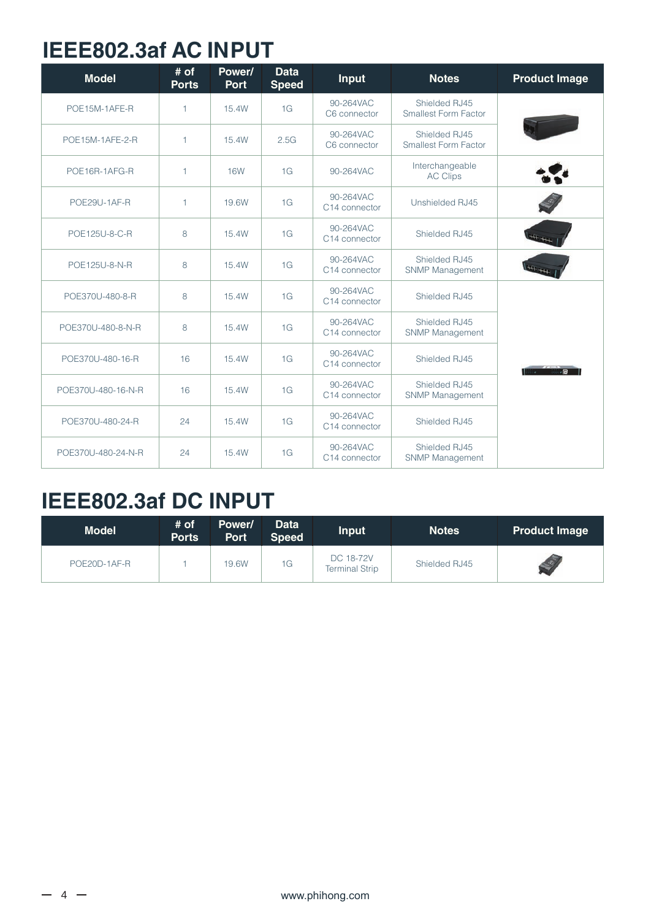# IEEE802.3af AC INPUT

| Model | # of Ports | Power/ Port | Data Speed | Input | Notes | Product Image |
|---|---|---|---|---|---|---|
| POE15M-1AFE-R | 1 | 15.4W | 1G | 90-264VAC C6 connector | Shielded RJ45 Smallest Form Factor | |
| POE15M-1AFE-2-R | 1 | 15.4W | 2.5G | 90-264VAC C6 connector | Shielded RJ45 Smallest Form Factor | |
| POE16R-1AFG-R | 1 | 16W | 1G | 90-264VAC | Interchangeable AC Clips | |
| POE29U-1AF-R | 1 | 19.6W | 1G | 90-264VAC C14 connector | Unshielded RJ45 | |
| POE125U-8-C-R | 8 | 15.4W | 1G | 90-264VAC C14 connector | Shielded RJ45 | |
| POE125U-8-N-R | 8 | 15.4W | 1G | 90-264VAC C14 connector | Shielded RJ45 SNMP Management | |
| POE370U-480-8-R | 8 | 15.4W | 1G | 90-264VAC C14 connector | Shielded RJ45 | |
| POE370U-480-8-N-R | 8 | 15.4W | 1G | 90-264VAC C14 connector | Shielded RJ45 SNMP Management | |
| POE370U-480-16-R | 16 | 15.4W | 1G | 90-264VAC C14 connector | Shielded RJ45 | |
| POE370U-480-16-N-R | 16 | 15.4W | 1G | 90-264VAC C14 connector | Shielded RJ45 SNMP Management | |
| POE370U-480-24-R | 24 | 15.4W | 1G | 90-264VAC C14 connector | Shielded RJ45 | |
| POE370U-480-24-N-R | 24 | 15.4W | 1G | 90-264VAC C14 connector | Shielded RJ45 SNMP Management | |

# IEEE802.3af DC INPUT

| Model | # of Ports | Power/ Port | Data Speed | Input | Notes | Product Image |
|---|---|---|---|---|---|---|
| POE20D-1AF-R | 1 | 19.6W | 1G | DC 18-72V Terminal Strip | Shielded RJ45 | |

www.phihong.com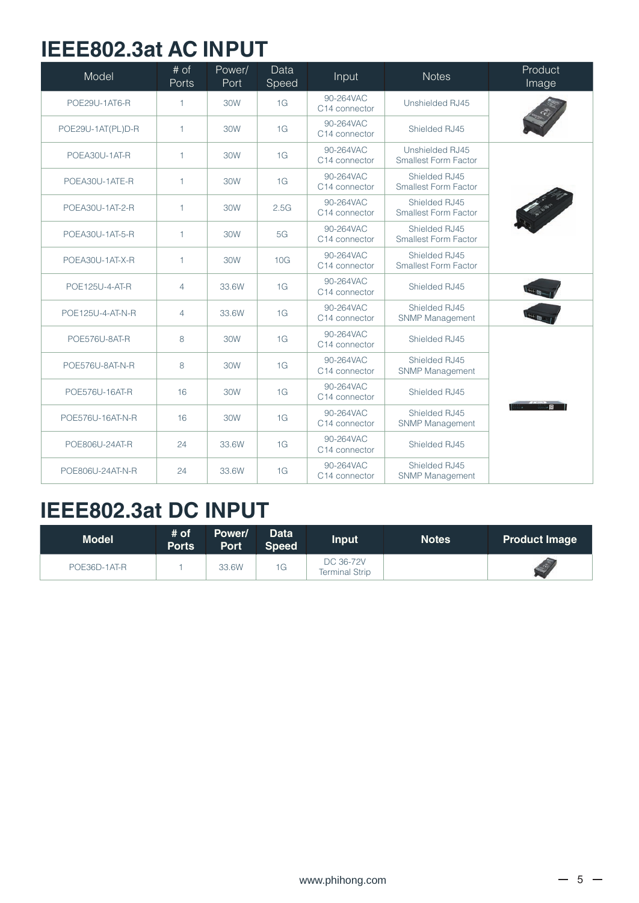# IEEE802.3at AC INPUT

| Model | # of Ports | Power/ Port | Data Speed | Input | Notes | Product Image |
|---|---|---|---|---|---|---|
| POE29U-1AT6-R | 1 | 30W | 1G | 90-264VAC C14 connector | Unshielded RJ45 | |
| POE29U-1AT(PL)D-R | 1 | 30W | 1G | 90-264VAC C14 connector | Shielded RJ45 | |
| POEA30U-1AT-R | 1 | 30W | 1G | 90-264VAC C14 connector | Unshielded RJ45 Smallest Form Factor | |
| POEA30U-1ATE-R | 1 | 30W | 1G | 90-264VAC C14 connector | Shielded RJ45 Smallest Form Factor | |
| POEA30U-1AT-2-R | 1 | 30W | 2.5G | 90-264VAC C14 connector | Shielded RJ45 Smallest Form Factor | |
| POEA30U-1AT-5-R | 1 | 30W | 5G | 90-264VAC C14 connector | Shielded RJ45 Smallest Form Factor | |
| POEA30U-1AT-X-R | 1 | 30W | 10G | 90-264VAC C14 connector | Shielded RJ45 Smallest Form Factor | |
| POE125U-4-AT-R | 4 | 33.6W | 1G | 90-264VAC C14 connector | Shielded RJ45 | |
| POE125U-4-AT-N-R | 4 | 33.6W | 1G | 90-264VAC C14 connector | Shielded RJ45 SNMP Management | |
| POE576U-8AT-R | 8 | 30W | 1G | 90-264VAC C14 connector | Shielded RJ45 | |
| POE576U-8AT-N-R | 8 | 30W | 1G | 90-264VAC C14 connector | Shielded RJ45 SNMP Management | |
| POE576U-16AT-R | 16 | 30W | 1G | 90-264VAC C14 connector | Shielded RJ45 | |
| POE576U-16AT-N-R | 16 | 30W | 1G | 90-264VAC C14 connector | Shielded RJ45 SNMP Management | |
| POE806U-24AT-R | 24 | 33.6W | 1G | 90-264VAC C14 connector | Shielded RJ45 | |
| POE806U-24AT-N-R | 24 | 33.6W | 1G | 90-264VAC C14 connector | Shielded RJ45 SNMP Management | |

# IEEE802.3at DC INPUT

| Model | # of Ports | Power/ Port | Data Speed | Input | Notes | Product Image |
|---|---|---|---|---|---|---|
| POE36D-1AT-R | 1 | 33.6W | 1G | DC 36-72V Terminal Strip | | |

www.phihong.com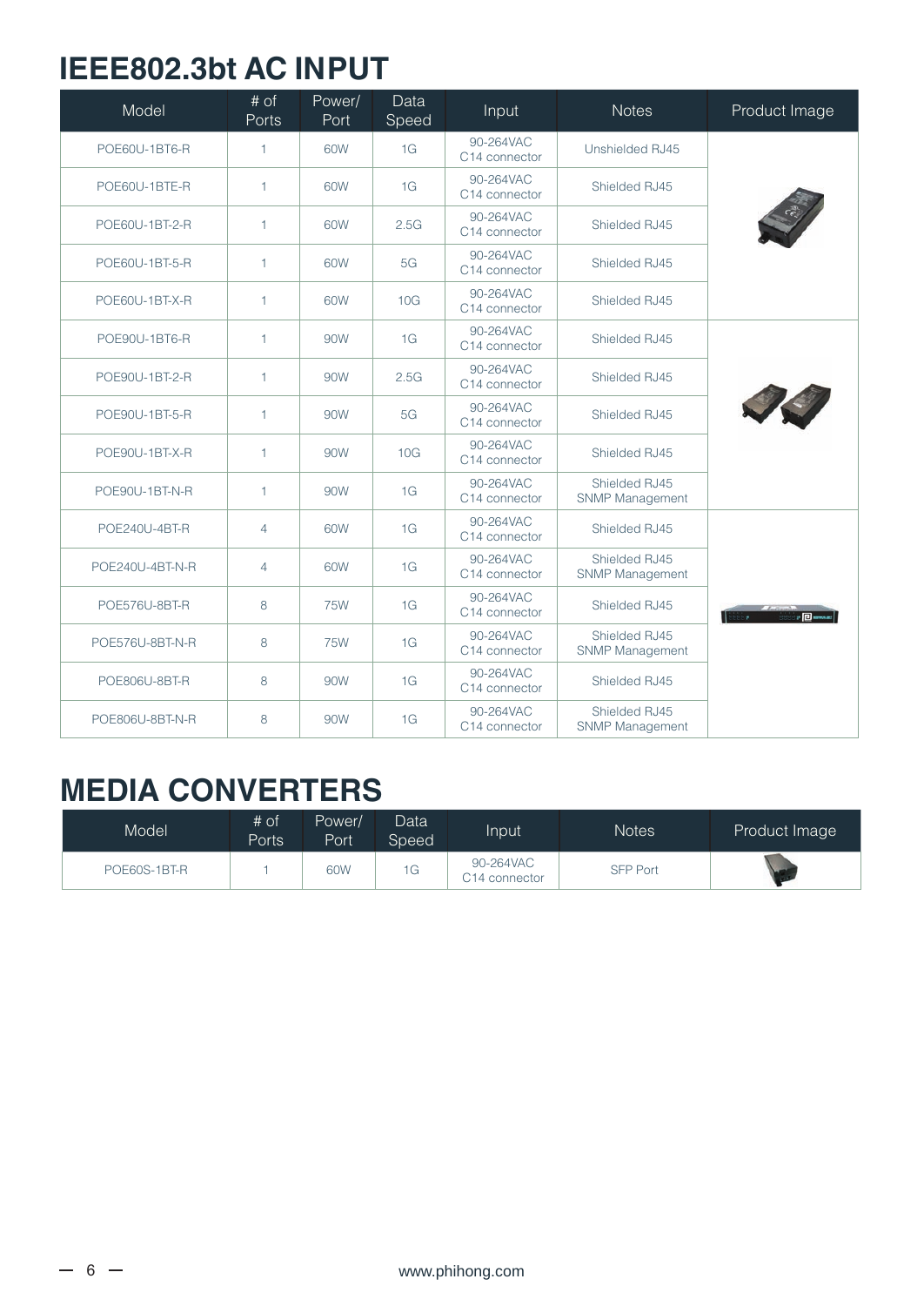# IEEE802.3bt AC INPUT

| Model | # of Ports | Power/ Port | Data Speed | Input | Notes | Product Image |
|---|---|---|---|---|---|---|
| POE60U-1BT6-R | 1 | 60W | 1G | 90-264VAC C14 connector | Unshielded RJ45 | |
| POE60U-1BTE-R | 1 | 60W | 1G | 90-264VAC C14 connector | Shielded RJ45 | |
| POE60U-1BT-2-R | 1 | 60W | 2.5G | 90-264VAC C14 connector | Shielded RJ45 | |
| POE60U-1BT-5-R | 1 | 60W | 5G | 90-264VAC C14 connector | Shielded RJ45 | |
| POE60U-1BT-X-R | 1 | 60W | 10G | 90-264VAC C14 connector | Shielded RJ45 | |
| POE90U-1BT6-R | 1 | 90W | 1G | 90-264VAC C14 connector | Shielded RJ45 | |
| POE90U-1BT-2-R | 1 | 90W | 2.5G | 90-264VAC C14 connector | Shielded RJ45 | |
| POE90U-1BT-5-R | 1 | 90W | 5G | 90-264VAC C14 connector | Shielded RJ45 | |
| POE90U-1BT-X-R | 1 | 90W | 10G | 90-264VAC C14 connector | Shielded RJ45 | |
| POE90U-1BT-N-R | 1 | 90W | 1G | 90-264VAC C14 connector | Shielded RJ45 SNMP Management | |
| POE240U-4BT-R | 4 | 60W | 1G | 90-264VAC C14 connector | Shielded RJ45 | |
| POE240U-4BT-N-R | 4 | 60W | 1G | 90-264VAC C14 connector | Shielded RJ45 SNMP Management | |
| POE576U-8BT-R | 8 | 75W | 1G | 90-264VAC C14 connector | Shielded RJ45 | |
| POE576U-8BT-N-R | 8 | 75W | 1G | 90-264VAC C14 connector | Shielded RJ45 SNMP Management | |
| POE806U-8BT-R | 8 | 90W | 1G | 90-264VAC C14 connector | Shielded RJ45 | |
| POE806U-8BT-N-R | 8 | 90W | 1G | 90-264VAC C14 connector | Shielded RJ45 SNMP Management | |

# MEDIA CONVERTERS

| Model | # of Ports | Power/ Port | Data Speed | Input | Notes | Product Image |
|---|---|---|---|---|---|---|
| POE60S-1BT-R | 1 | 60W | 1G | 90-264VAC C14 connector | SFP Port | |

www.phihong.com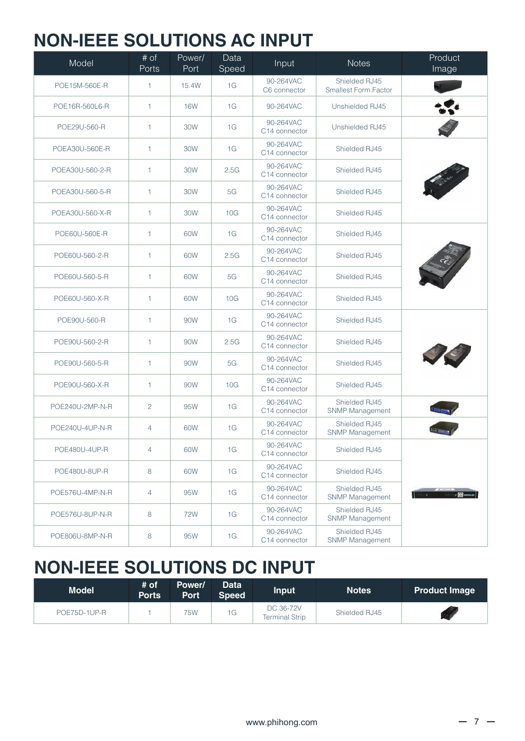# NON-IEEE SOLUTIONS AC INPUT

| Model | # of Ports | Power/ Port | Data Speed | Input | Notes | Product Image |
|---|---|---|---|---|---|---|
| POE15M-560E-R | 1 | 15.4W | 1G | 90-264VAC C6 connector | Shielded RJ45 Smallest Form Factor | |
| POE16R-560L6-R | 1 | 16W | 1G | 90-264VAC | Unshielded RJ45 | |
| POE29U-560-R | 1 | 30W | 1G | 90-264VAC C14 connector | Unshielded RJ45 | |
| POEA30U-560E-R | 1 | 30W | 1G | 90-264VAC C14 connector | Shielded RJ45 | |
| POEA30U-560-2-R | 1 | 30W | 2.5G | 90-264VAC C14 connector | Shielded RJ45 | |
| POEA30U-560-5-R | 1 | 30W | 5G | 90-264VAC C14 connector | Shielded RJ45 | |
| POEA30U-560-X-R | 1 | 30W | 10G | 90-264VAC C14 connector | Shielded RJ45 | |
| POE60U-560E-R | 1 | 60W | 1G | 90-264VAC C14 connector | Shielded RJ45 | |
| POE60U-560-2-R | 1 | 60W | 2.5G | 90-264VAC C14 connector | Shielded RJ45 | |
| POE60U-560-5-R | 1 | 60W | 5G | 90-264VAC C14 connector | Shielded RJ45 | |
| POE60U-560-X-R | 1 | 60W | 10G | 90-264VAC C14 connector | Shielded RJ45 | |
| POE90U-560-R | 1 | 90W | 1G | 90-264VAC C14 connector | Shielded RJ45 | |
| POE90U-560-2-R | 1 | 90W | 2.5G | 90-264VAC C14 connector | Shielded RJ45 | |
| POE90U-560-5-R | 1 | 90W | 5G | 90-264VAC C14 connector | Shielded RJ45 | |
| POE90U-560-X-R | 1 | 90W | 10G | 90-264VAC C14 connector | Shielded RJ45 | |
| POE240U-2MP-N-R | 2 | 95W | 1G | 90-264VAC C14 connector | Shielded RJ45 SNMP Management | |
| POE240U-4UP-N-R | 4 | 60W | 1G | 90-264VAC C14 connector | Shielded RJ45 SNMP Management | |
| POE480U-4UP-R | 4 | 60W | 1G | 90-264VAC C14 connector | Shielded RJ45 | |
| POE480U-8UP-R | 8 | 60W | 1G | 90-264VAC C14 connector | Shielded RJ45 | |
| POE576U-4MP-N-R | 4 | 95W | 1G | 90-264VAC C14 connector | Shielded RJ45 SNMP Management | |
| POE576U-8UP-N-R | 8 | 72W | 1G | 90-264VAC C14 connector | Shielded RJ45 SNMP Management | |
| POE806U-8MP-N-R | 8 | 95W | 1G | 90-264VAC C14 connector | Shielded RJ45 SNMP Management | |

# NON-IEEE SOLUTIONS DC INPUT

| Model | # of Ports | Power/ Port | Data Speed | Input | Notes | Product Image |
|---|---|---|---|---|---|---|
| POE75D-1UP-R | 1 | 75W | 1G | DC 36-72V Terminal Strip | Shielded RJ45 | |

www.phihong.com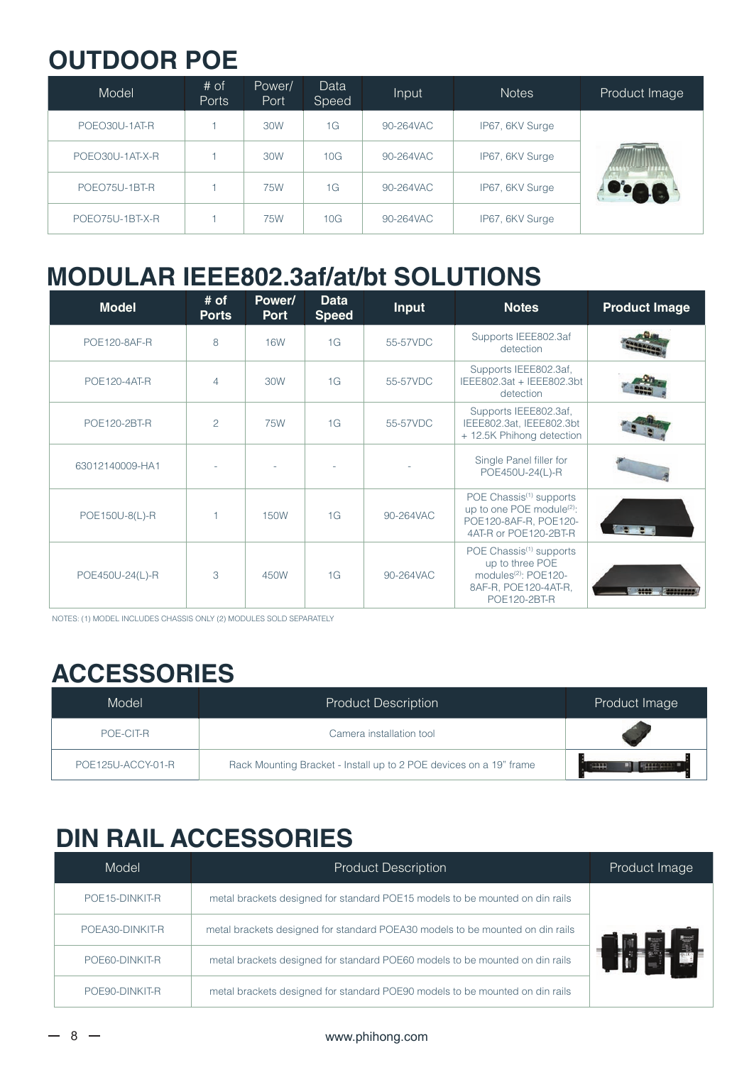# OUTDOOR POE

| Model | # of Ports | Power/ Port | Data Speed | Input | Notes | Product Image |
|---|---|---|---|---|---|---|
| POEO30U-1AT-R | 1 | 30W | 1G | 90-264VAC | IP67, 6KV Surge | |
| POEO30U-1AT-X-R | 1 | 30W | 10G | 90-264VAC | IP67, 6KV Surge | |
| POEO75U-1BT-R | 1 | 75W | 1G | 90-264VAC | IP67, 6KV Surge | |
| POEO75U-1BT-X-R | 1 | 75W | 10G | 90-264VAC | IP67, 6KV Surge | |

# MODULAR IEEE802.3af/at/bt SOLUTIONS

| Model | # of Ports | Power/ Port | Data Speed | Input | Notes | Product Image |
|---|---|---|---|---|---|---|
| POE120-8AF-R | 8 | 16W | 1G | 55-57VDC | Supports IEEE802.3af detection | |
| POE120-4AT-R | 4 | 30W | 1G | 55-57VDC | Supports IEEE802.3af, IEEE802.3at + IEEE802.3bt detection | |
| POE120-2BT-R | 2 | 75W | 1G | 55-57VDC | Supports IEEE802.3af, IEEE802.3at, IEEE802.3bt + 12.5K Phihong detection | |
| 63012140009-HA1 | - | - | - | - | Single Panel filler for POE450U-24(L)-R | |
| POE150U-8(L)-R | 1 | 150W | 1G | 90-264VAC | POE Chassis[(1)] supports up to one POE module[(2)]: POE120-8AF-R, POE120-4AT-R or POE120-2BT-R | |
| POE450U-24(L)-R | 3 | 450W | 1G | 90-264VAC | POE Chassis[(1)] supports up to three POE modules[(2)]: POE120-8AF-R, POE120-4AT-R, POE120-2BT-R | |

NOTES: (1) MODEL INCLUDES CHASSIS ONLY (2) MODULES SOLD SEPARATELY

# ACCESSORIES

| Model | Product Description | Product Image |
|---|---|---|
| POE-CIT-R | Camera installation tool | |
| POE125U-ACCY-01-R | Rack Mounting Bracket - Install up to 2 POE devices on a 19" frame | |

# DIN RAIL ACCESSORIES

| Model | Product Description | Product Image |
|---|---|---|
| POE15-DINKIT-R | metal brackets designed for standard POE15 models to be mounted on din rails | |
| POEA30-DINKIT-R | metal brackets designed for standard POEA30 models to be mounted on din rails | |
| POE60-DINKIT-R | metal brackets designed for standard POE60 models to be mounted on din rails | |
| POE90-DINKIT-R | metal brackets designed for standard POE90 models to be mounted on din rails | |

www.phihong.com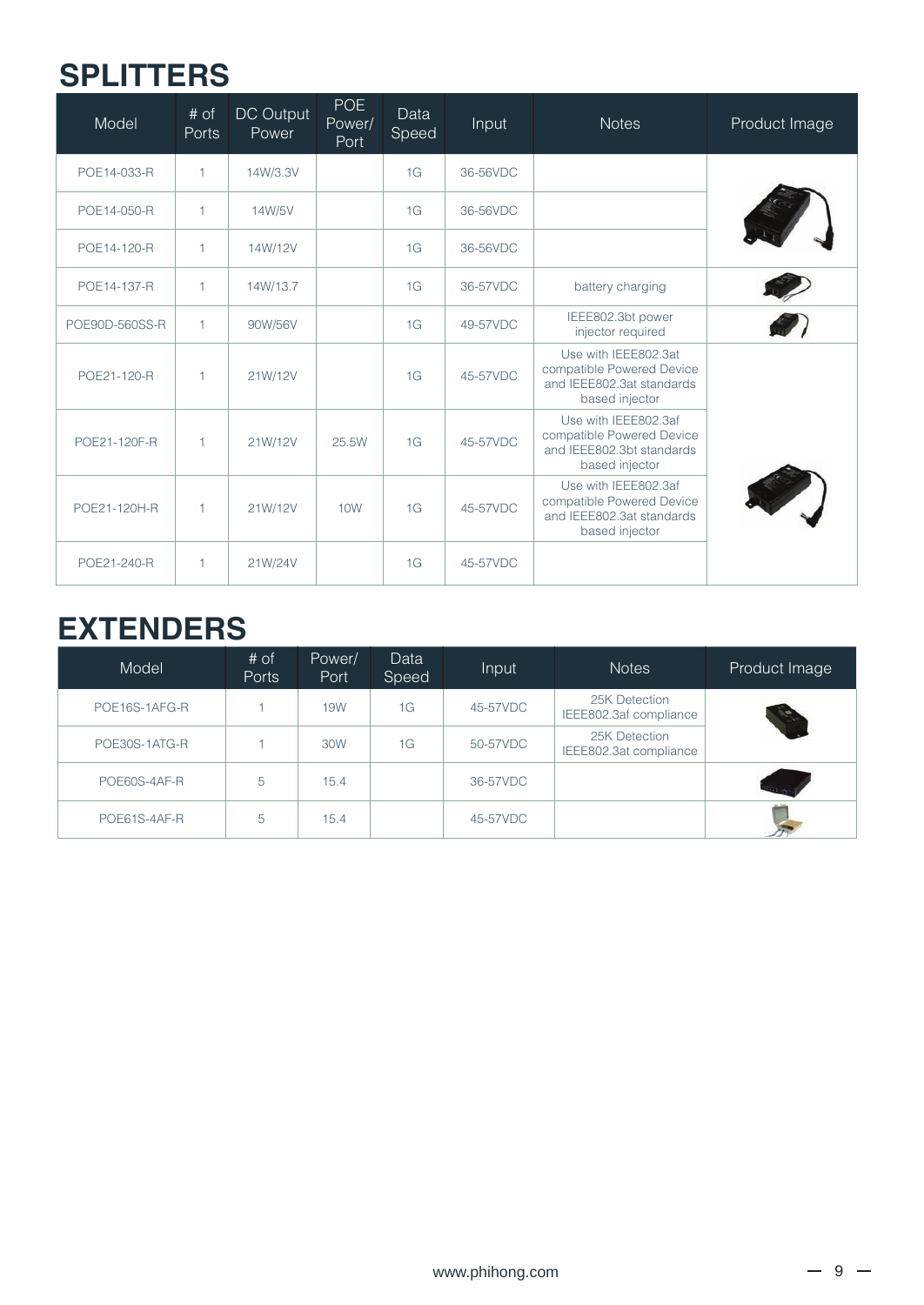# SPLITTERS

| Model | # of Ports | DC Output Power | POE Power/ Port | Data Speed | Input | Notes | Product Image |
|---|---|---|---|---|---|---|---|
| POE14-033-R | 1 | 14W/3.3V | | 1G | 36-56VDC | | |
| POE14-050-R | 1 | 14W/5V | | 1G | 36-56VDC | | |
| POE14-120-R | 1 | 14W/12V | | 1G | 36-56VDC | | |
| POE14-137-R | 1 | 14W/13.7 | | 1G | 36-57VDC | battery charging | |
| POE90D-560SS-R | 1 | 90W/56V | | 1G | 49-57VDC | IEEE802.3bt power injector required | |
| POE21-120-R | 1 | 21W/12V | | 1G | 45-57VDC | Use with IEEE802.3at compatible Powered Device and IEEE802.3at standards based injector | |
| POE21-120F-R | 1 | 21W/12V | 25.5W | 1G | 45-57VDC | Use with IEEE802.3af compatible Powered Device and IEEE802.3bt standards based injector | |
| POE21-120H-R | 1 | 21W/12V | 10W | 1G | 45-57VDC | Use with IEEE802.3af compatible Powered Device and IEEE802.3at standards based injector | |
| POE21-240-R | 1 | 21W/24V | | 1G | 45-57VDC | | |

# EXTENDERS

| Model | # of Ports | Power/ Port | Data Speed | Input | Notes | Product Image |
|---|---|---|---|---|---|---|
| POE16S-1AFG-R | 1 | 19W | 1G | 45-57VDC | 25K Detection IEEE802.3af compliance | |
| POE30S-1ATG-R | 1 | 30W | 1G | 50-57VDC | 25K Detection IEEE802.3at compliance | |
| POE60S-4AF-R | 5 | 15.4 | | 36-57VDC | | |
| POE61S-4AF-R | 5 | 15.4 | | 45-57VDC | | |

www.phihong.com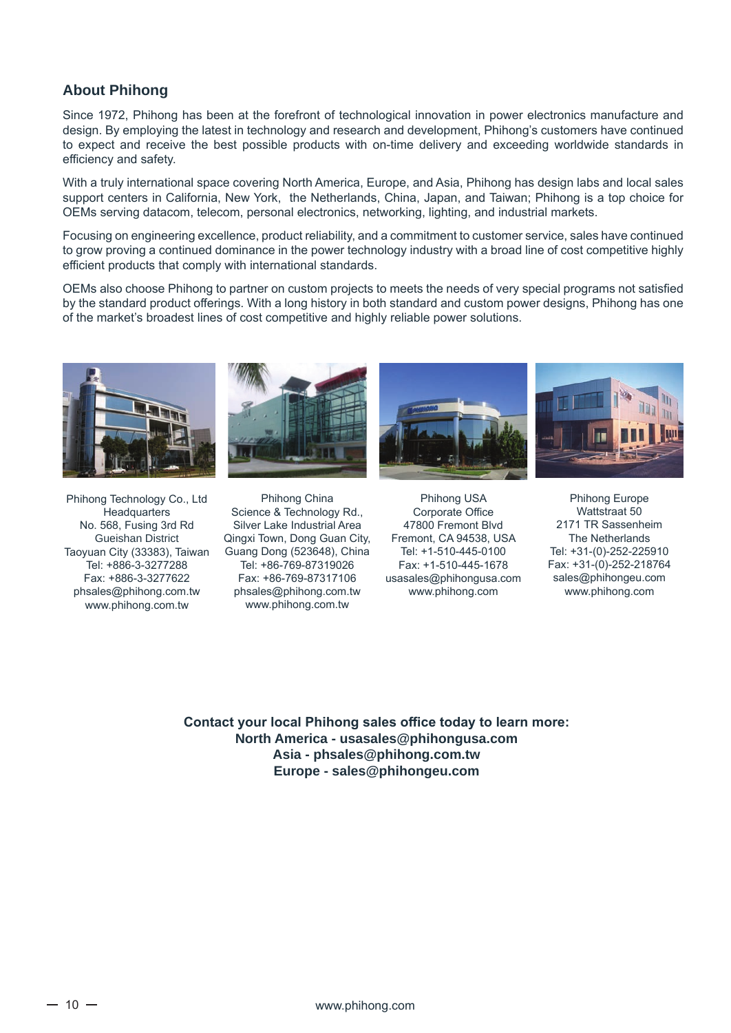## About Phihong

Since 1972, Phihong has been at the forefront of technological innovation in power electronics manufacture and design. By employing the latest in technology and research and development, Phihong's customers have continued to expect and receive the best possible products with on-time delivery and exceeding worldwide standards in efficiency and safety.

With a truly international space covering North America, Europe, and Asia, Phihong has design labs and local sales support centers in California, New York, the Netherlands, China, Japan, and Taiwan; Phihong is a top choice for OEMs serving datacom, telecom, personal electronics, networking, lighting, and industrial markets.

Focusing on engineering excellence, product reliability, and a commitment to customer service, sales have continued to grow proving a continued dominance in the power technology industry with a broad line of cost competitive highly efficient products that comply with international standards.

OEMs also choose Phihong to partner on custom projects to meets the needs of very special programs not satisfied by the standard product offerings. With a long history in both standard and custom power designs, Phihong has one of the market's broadest lines of cost competitive and highly reliable power solutions.

Phihong Technology Co., Ltd
Headquarters
No. 568, Fusing 3rd Rd
Gueishan District
Taoyuan City (33383), Taiwan
Tel: +886-3-3277288
Fax: +886-3-3277622
phsales@phihong.com.tw
www.phihong.com.tw

Phihong China
Science & Technology Rd.,
Silver Lake Industrial Area
Qingxi Town, Dong Guan City,
Guang Dong (523648), China
Tel: +86-769-87319026
Fax: +86-769-87317106
phsales@phihong.com.tw
www.phihong.com.tw

Phihong USA
Corporate Office
47800 Fremont Blvd
Fremont, CA 94538, USA
Tel: +1-510-445-0100
Fax: +1-510-445-1678
usasales@phihongusa.com
www.phihong.com

Phihong Europe
Wattstraat 50
2171 TR Sassenheim
The Netherlands
Tel: +31-(0)-252-225910
Fax: +31-(0)-252-218764
sales@phihongeu.com
www.phihong.com

**Contact your local Phihong sales office today to learn more:**
**North America - usasales@phihongusa.com**
**Asia - phsales@phihong.com.tw**
**Europe - sales@phihongeu.com**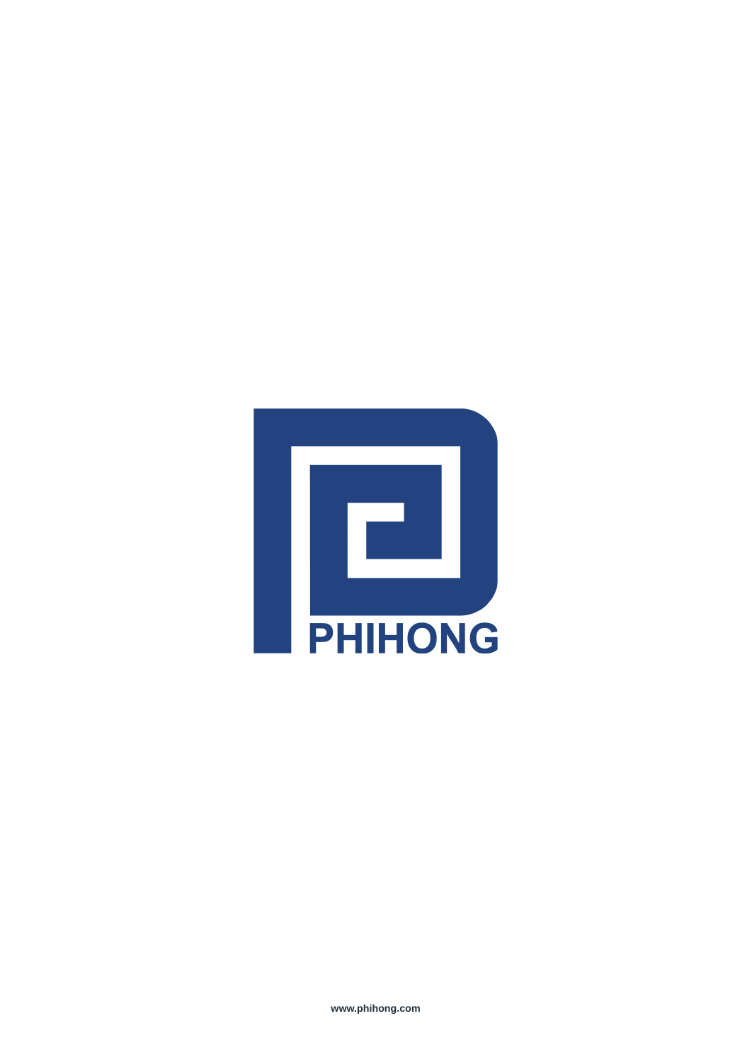PHIHONG

www.phihong.com